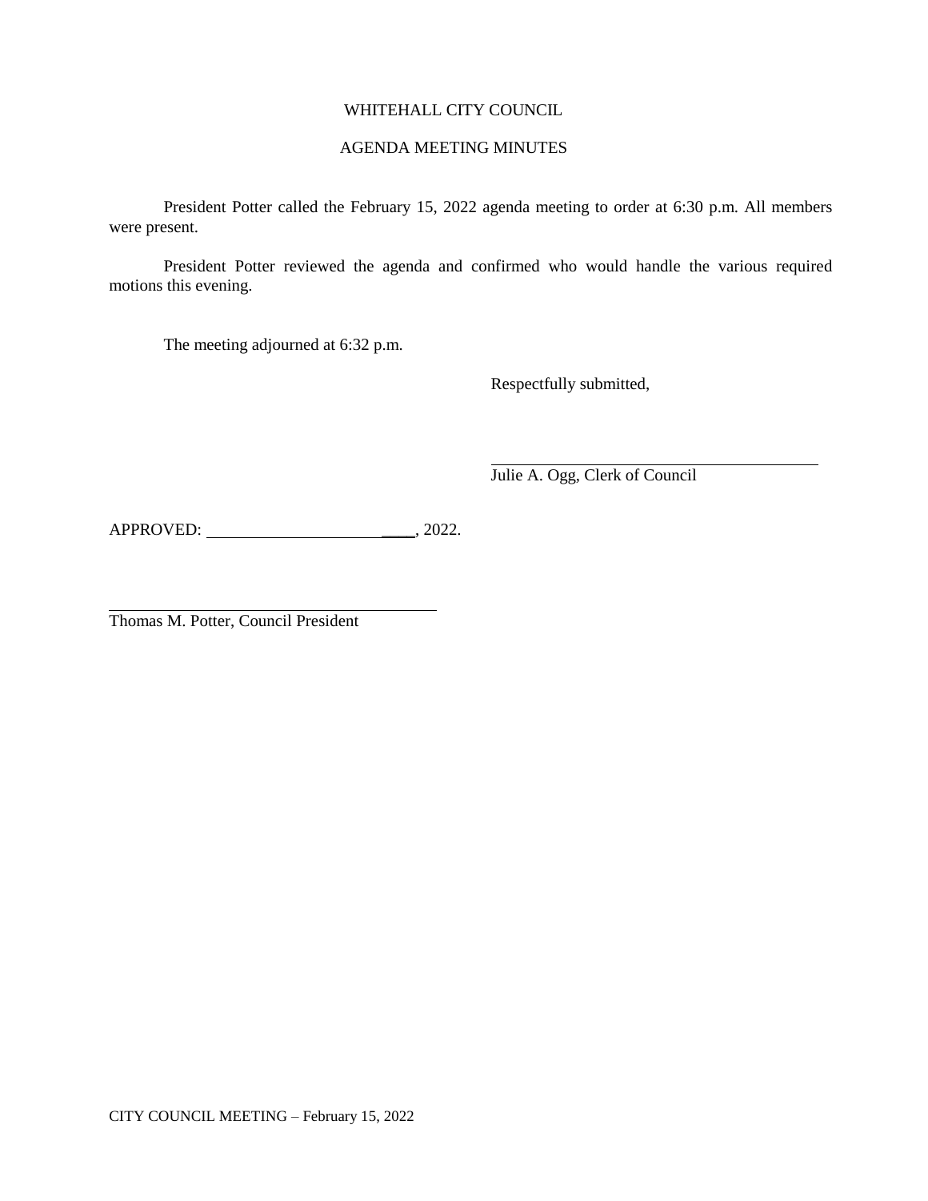WHITEHALL CITY COUNCIL

AGENDA MEETING MINUTES

President Potter called the February 15, 2022 agenda meeting to order at 6:30 p.m. All members were present.

President Potter reviewed the agenda and confirmed who would handle the various required motions this evening.

The meeting adjourned at 6:32 p.m.

Respectfully submitted,

\_\_\_\_\_\_\_\_\_\_\_\_\_\_\_\_\_\_\_\_\_\_\_\_\_\_\_\_\_\_\_\_\_\_\_\_\_\_\_\_

Julie A. Ogg, Clerk of Council

APPROVED: \_\_\_\_\_\_\_\_\_\_\_\_\_\_\_\_\_\_\_\_\_\_\_\_\_\_, 2022.

\_\_\_\_\_\_\_\_\_\_\_\_\_\_\_\_\_\_\_\_\_\_\_\_\_\_\_\_\_\_\_\_\_\_\_\_\_\_\_\_

Thomas M. Potter, Council President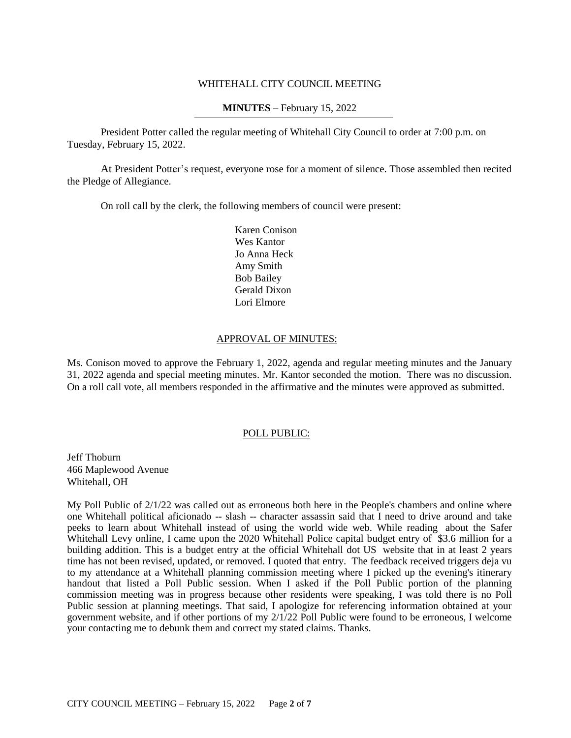WHITEHALL CITY COUNCIL MEETING

**MINUTES –** February 15, 2022

President Potter called the regular meeting of Whitehall City Council to order at 7:00 p.m. on Tuesday, February 15, 2022.

At President Potter's request, everyone rose for a moment of silence. Those assembled then recited the Pledge of Allegiance.

On roll call by the clerk, the following members of council were present:

Karen Conison  
Wes Kantor  
Jo Anna Heck  
Amy Smith  
Bob Bailey  
Gerald Dixon  
Lori Elmore

## APPROVAL OF MINUTES:

Ms. Conison moved to approve the February 1, 2022, agenda and regular meeting minutes and the January 31, 2022 agenda and special meeting minutes. Mr. Kantor seconded the motion. There was no discussion. On a roll call vote, all members responded in the affirmative and the minutes were approved as submitted.

## POLL PUBLIC:

Jeff Thoburn  
466 Maplewood Avenue  
Whitehall, OH

My Poll Public of 2/1/22 was called out as erroneous both here in the People's chambers and online where one Whitehall political aficionado -- slash -- character assassin said that I need to drive around and take peeks to learn about Whitehall instead of using the world wide web. While reading about the Safer Whitehall Levy online, I came upon the 2020 Whitehall Police capital budget entry of $3.6 million for a building addition. This is a budget entry at the official Whitehall dot US website that in at least 2 years time has not been revised, updated, or removed. I quoted that entry. The feedback received triggers deja vu to my attendance at a Whitehall planning commission meeting where I picked up the evening's itinerary handout that listed a Poll Public session. When I asked if the Poll Public portion of the planning commission meeting was in progress because other residents were speaking, I was told there is no Poll Public session at planning meetings. That said, I apologize for referencing information obtained at your government website, and if other portions of my 2/1/22 Poll Public were found to be erroneous, I welcome your contacting me to debunk them and correct my stated claims. Thanks.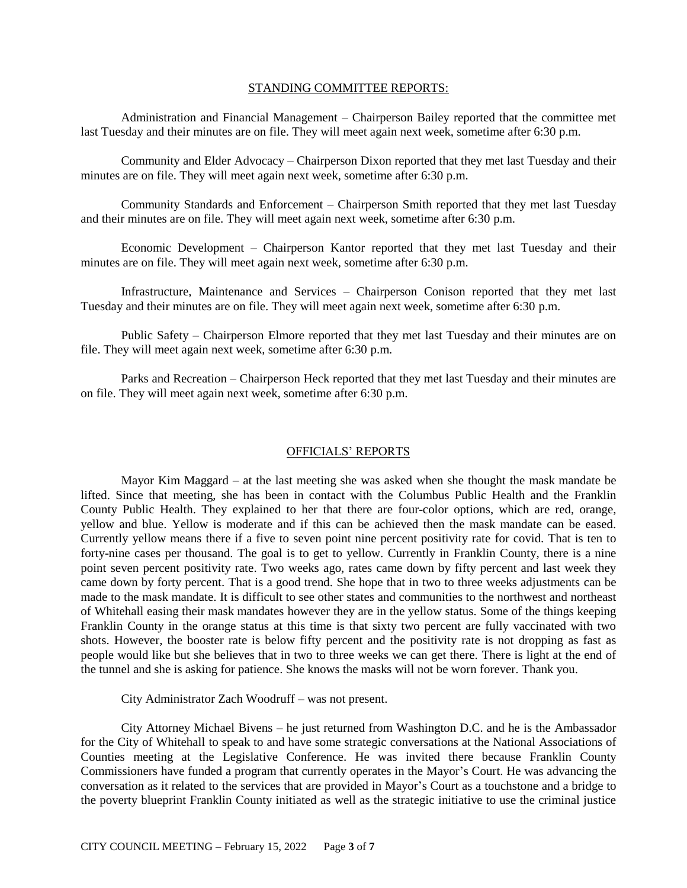## STANDING COMMITTEE REPORTS:

Administration and Financial Management – Chairperson Bailey reported that the committee met last Tuesday and their minutes are on file. They will meet again next week, sometime after 6:30 p.m.

Community and Elder Advocacy – Chairperson Dixon reported that they met last Tuesday and their minutes are on file. They will meet again next week, sometime after 6:30 p.m.

Community Standards and Enforcement – Chairperson Smith reported that they met last Tuesday and their minutes are on file. They will meet again next week, sometime after 6:30 p.m.

Economic Development – Chairperson Kantor reported that they met last Tuesday and their minutes are on file. They will meet again next week, sometime after 6:30 p.m.

Infrastructure, Maintenance and Services – Chairperson Conison reported that they met last Tuesday and their minutes are on file. They will meet again next week, sometime after 6:30 p.m.

Public Safety – Chairperson Elmore reported that they met last Tuesday and their minutes are on file. They will meet again next week, sometime after 6:30 p.m.

Parks and Recreation – Chairperson Heck reported that they met last Tuesday and their minutes are on file. They will meet again next week, sometime after 6:30 p.m.

## OFFICIALS' REPORTS

Mayor Kim Maggard – at the last meeting she was asked when she thought the mask mandate be lifted. Since that meeting, she has been in contact with the Columbus Public Health and the Franklin County Public Health. They explained to her that there are four-color options, which are red, orange, yellow and blue. Yellow is moderate and if this can be achieved then the mask mandate can be eased. Currently yellow means there if a five to seven point nine percent positivity rate for covid. That is ten to forty-nine cases per thousand. The goal is to get to yellow. Currently in Franklin County, there is a nine point seven percent positivity rate. Two weeks ago, rates came down by fifty percent and last week they came down by forty percent. That is a good trend. She hope that in two to three weeks adjustments can be made to the mask mandate. It is difficult to see other states and communities to the northwest and northeast of Whitehall easing their mask mandates however they are in the yellow status. Some of the things keeping Franklin County in the orange status at this time is that sixty two percent are fully vaccinated with two shots. However, the booster rate is below fifty percent and the positivity rate is not dropping as fast as people would like but she believes that in two to three weeks we can get there. There is light at the end of the tunnel and she is asking for patience. She knows the masks will not be worn forever. Thank you.

City Administrator Zach Woodruff – was not present.

City Attorney Michael Bivens – he just returned from Washington D.C. and he is the Ambassador for the City of Whitehall to speak to and have some strategic conversations at the National Associations of Counties meeting at the Legislative Conference. He was invited there because Franklin County Commissioners have funded a program that currently operates in the Mayor's Court. He was advancing the conversation as it related to the services that are provided in Mayor's Court as a touchstone and a bridge to the poverty blueprint Franklin County initiated as well as the strategic initiative to use the criminal justice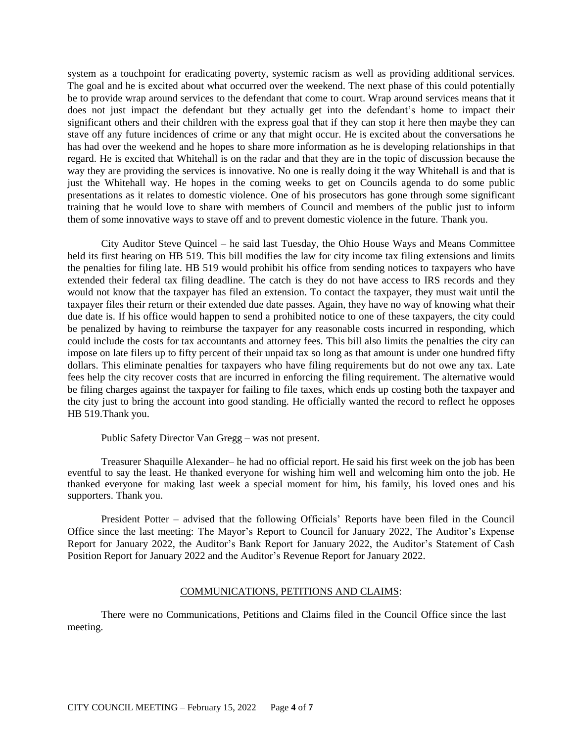system as a touchpoint for eradicating poverty, systemic racism as well as providing additional services. The goal and he is excited about what occurred over the weekend. The next phase of this could potentially be to provide wrap around services to the defendant that come to court. Wrap around services means that it does not just impact the defendant but they actually get into the defendant's home to impact their significant others and their children with the express goal that if they can stop it here then maybe they can stave off any future incidences of crime or any that might occur. He is excited about the conversations he has had over the weekend and he hopes to share more information as he is developing relationships in that regard. He is excited that Whitehall is on the radar and that they are in the topic of discussion because the way they are providing the services is innovative. No one is really doing it the way Whitehall is and that is just the Whitehall way. He hopes in the coming weeks to get on Councils agenda to do some public presentations as it relates to domestic violence. One of his prosecutors has gone through some significant training that he would love to share with members of Council and members of the public just to inform them of some innovative ways to stave off and to prevent domestic violence in the future. Thank you.

City Auditor Steve Quincel – he said last Tuesday, the Ohio House Ways and Means Committee held its first hearing on HB 519. This bill modifies the law for city income tax filing extensions and limits the penalties for filing late. HB 519 would prohibit his office from sending notices to taxpayers who have extended their federal tax filing deadline. The catch is they do not have access to IRS records and they would not know that the taxpayer has filed an extension. To contact the taxpayer, they must wait until the taxpayer files their return or their extended due date passes. Again, they have no way of knowing what their due date is. If his office would happen to send a prohibited notice to one of these taxpayers, the city could be penalized by having to reimburse the taxpayer for any reasonable costs incurred in responding, which could include the costs for tax accountants and attorney fees. This bill also limits the penalties the city can impose on late filers up to fifty percent of their unpaid tax so long as that amount is under one hundred fifty dollars. This eliminate penalties for taxpayers who have filing requirements but do not owe any tax. Late fees help the city recover costs that are incurred in enforcing the filing requirement. The alternative would be filing charges against the taxpayer for failing to file taxes, which ends up costing both the taxpayer and the city just to bring the account into good standing. He officially wanted the record to reflect he opposes HB 519.Thank you.

Public Safety Director Van Gregg – was not present.

Treasurer Shaquille Alexander– he had no official report. He said his first week on the job has been eventful to say the least. He thanked everyone for wishing him well and welcoming him onto the job. He thanked everyone for making last week a special moment for him, his family, his loved ones and his supporters. Thank you.

President Potter – advised that the following Officials' Reports have been filed in the Council Office since the last meeting: The Mayor's Report to Council for January 2022, The Auditor's Expense Report for January 2022, the Auditor's Bank Report for January 2022, the Auditor's Statement of Cash Position Report for January 2022 and the Auditor's Revenue Report for January 2022.

## COMMUNICATIONS, PETITIONS AND CLAIMS:

There were no Communications, Petitions and Claims filed in the Council Office since the last meeting.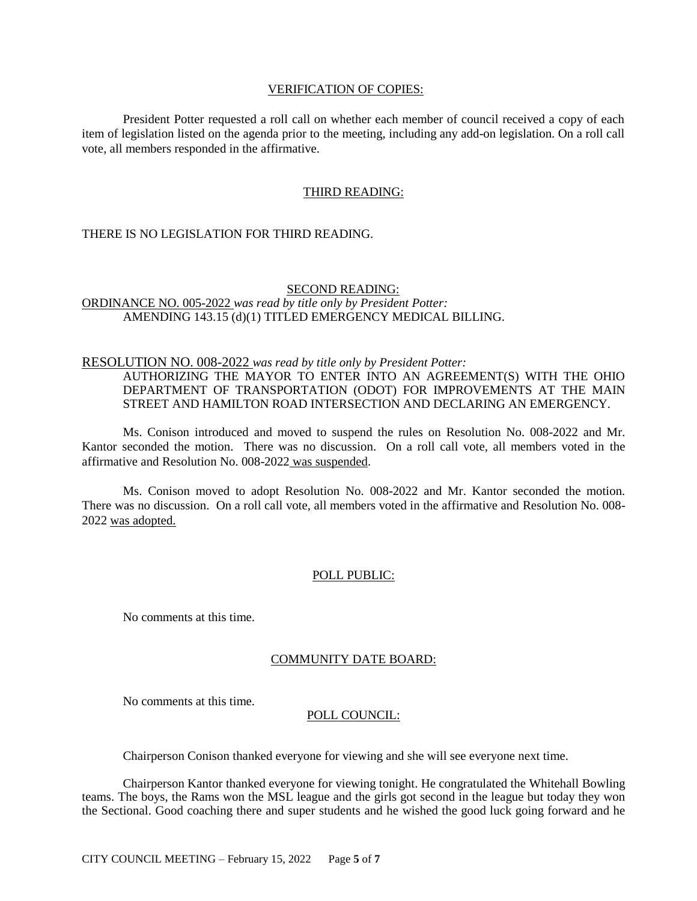## VERIFICATION OF COPIES:

President Potter requested a roll call on whether each member of council received a copy of each item of legislation listed on the agenda prior to the meeting, including any add-on legislation. On a roll call vote, all members responded in the affirmative.

## THIRD READING:

THERE IS NO LEGISLATION FOR THIRD READING.

## SECOND READING:

ORDINANCE NO. 005-2022 *was read by title only by President Potter:*
AMENDING 143.15 (d)(1) TITLED EMERGENCY MEDICAL BILLING.

RESOLUTION NO. 008-2022 *was read by title only by President Potter:*
AUTHORIZING THE MAYOR TO ENTER INTO AN AGREEMENT(S) WITH THE OHIO DEPARTMENT OF TRANSPORTATION (ODOT) FOR IMPROVEMENTS AT THE MAIN STREET AND HAMILTON ROAD INTERSECTION AND DECLARING AN EMERGENCY.

Ms. Conison introduced and moved to suspend the rules on Resolution No. 008-2022 and Mr. Kantor seconded the motion. There was no discussion. On a roll call vote, all members voted in the affirmative and Resolution No. 008-2022 was suspended.

Ms. Conison moved to adopt Resolution No. 008-2022 and Mr. Kantor seconded the motion. There was no discussion. On a roll call vote, all members voted in the affirmative and Resolution No. 008-2022 was adopted.

## POLL PUBLIC:

No comments at this time.

## COMMUNITY DATE BOARD:

No comments at this time.

## POLL COUNCIL:

Chairperson Conison thanked everyone for viewing and she will see everyone next time.

Chairperson Kantor thanked everyone for viewing tonight. He congratulated the Whitehall Bowling teams. The boys, the Rams won the MSL league and the girls got second in the league but today they won the Sectional. Good coaching there and super students and he wished the good luck going forward and he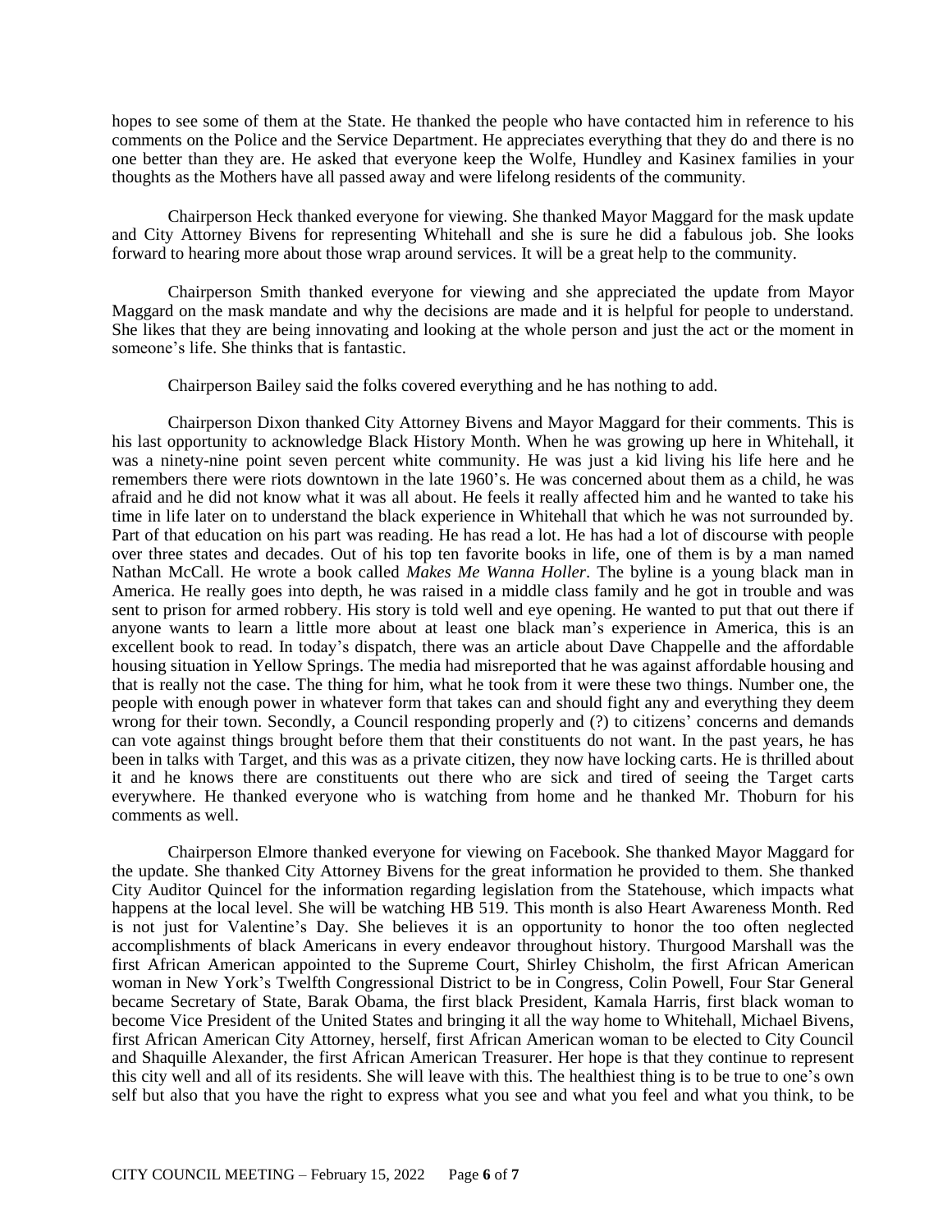hopes to see some of them at the State. He thanked the people who have contacted him in reference to his comments on the Police and the Service Department. He appreciates everything that they do and there is no one better than they are. He asked that everyone keep the Wolfe, Hundley and Kasinex families in your thoughts as the Mothers have all passed away and were lifelong residents of the community.

Chairperson Heck thanked everyone for viewing. She thanked Mayor Maggard for the mask update and City Attorney Bivens for representing Whitehall and she is sure he did a fabulous job. She looks forward to hearing more about those wrap around services. It will be a great help to the community.

Chairperson Smith thanked everyone for viewing and she appreciated the update from Mayor Maggard on the mask mandate and why the decisions are made and it is helpful for people to understand. She likes that they are being innovating and looking at the whole person and just the act or the moment in someone's life. She thinks that is fantastic.

Chairperson Bailey said the folks covered everything and he has nothing to add.

Chairperson Dixon thanked City Attorney Bivens and Mayor Maggard for their comments. This is his last opportunity to acknowledge Black History Month. When he was growing up here in Whitehall, it was a ninety-nine point seven percent white community. He was just a kid living his life here and he remembers there were riots downtown in the late 1960's. He was concerned about them as a child, he was afraid and he did not know what it was all about. He feels it really affected him and he wanted to take his time in life later on to understand the black experience in Whitehall that which he was not surrounded by. Part of that education on his part was reading. He has read a lot. He has had a lot of discourse with people over three states and decades. Out of his top ten favorite books in life, one of them is by a man named Nathan McCall. He wrote a book called *Makes Me Wanna Holler*. The byline is a young black man in America. He really goes into depth, he was raised in a middle class family and he got in trouble and was sent to prison for armed robbery. His story is told well and eye opening. He wanted to put that out there if anyone wants to learn a little more about at least one black man's experience in America, this is an excellent book to read. In today's dispatch, there was an article about Dave Chappelle and the affordable housing situation in Yellow Springs. The media had misreported that he was against affordable housing and that is really not the case. The thing for him, what he took from it were these two things. Number one, the people with enough power in whatever form that takes can and should fight any and everything they deem wrong for their town. Secondly, a Council responding properly and (?) to citizens' concerns and demands can vote against things brought before them that their constituents do not want. In the past years, he has been in talks with Target, and this was as a private citizen, they now have locking carts. He is thrilled about it and he knows there are constituents out there who are sick and tired of seeing the Target carts everywhere. He thanked everyone who is watching from home and he thanked Mr. Thoburn for his comments as well.

Chairperson Elmore thanked everyone for viewing on Facebook. She thanked Mayor Maggard for the update. She thanked City Attorney Bivens for the great information he provided to them. She thanked City Auditor Quincel for the information regarding legislation from the Statehouse, which impacts what happens at the local level. She will be watching HB 519. This month is also Heart Awareness Month. Red is not just for Valentine's Day. She believes it is an opportunity to honor the too often neglected accomplishments of black Americans in every endeavor throughout history. Thurgood Marshall was the first African American appointed to the Supreme Court, Shirley Chisholm, the first African American woman in New York's Twelfth Congressional District to be in Congress, Colin Powell, Four Star General became Secretary of State, Barak Obama, the first black President, Kamala Harris, first black woman to become Vice President of the United States and bringing it all the way home to Whitehall, Michael Bivens, first African American City Attorney, herself, first African American woman to be elected to City Council and Shaquille Alexander, the first African American Treasurer. Her hope is that they continue to represent this city well and all of its residents. She will leave with this. The healthiest thing is to be true to one's own self but also that you have the right to express what you see and what you feel and what you think, to be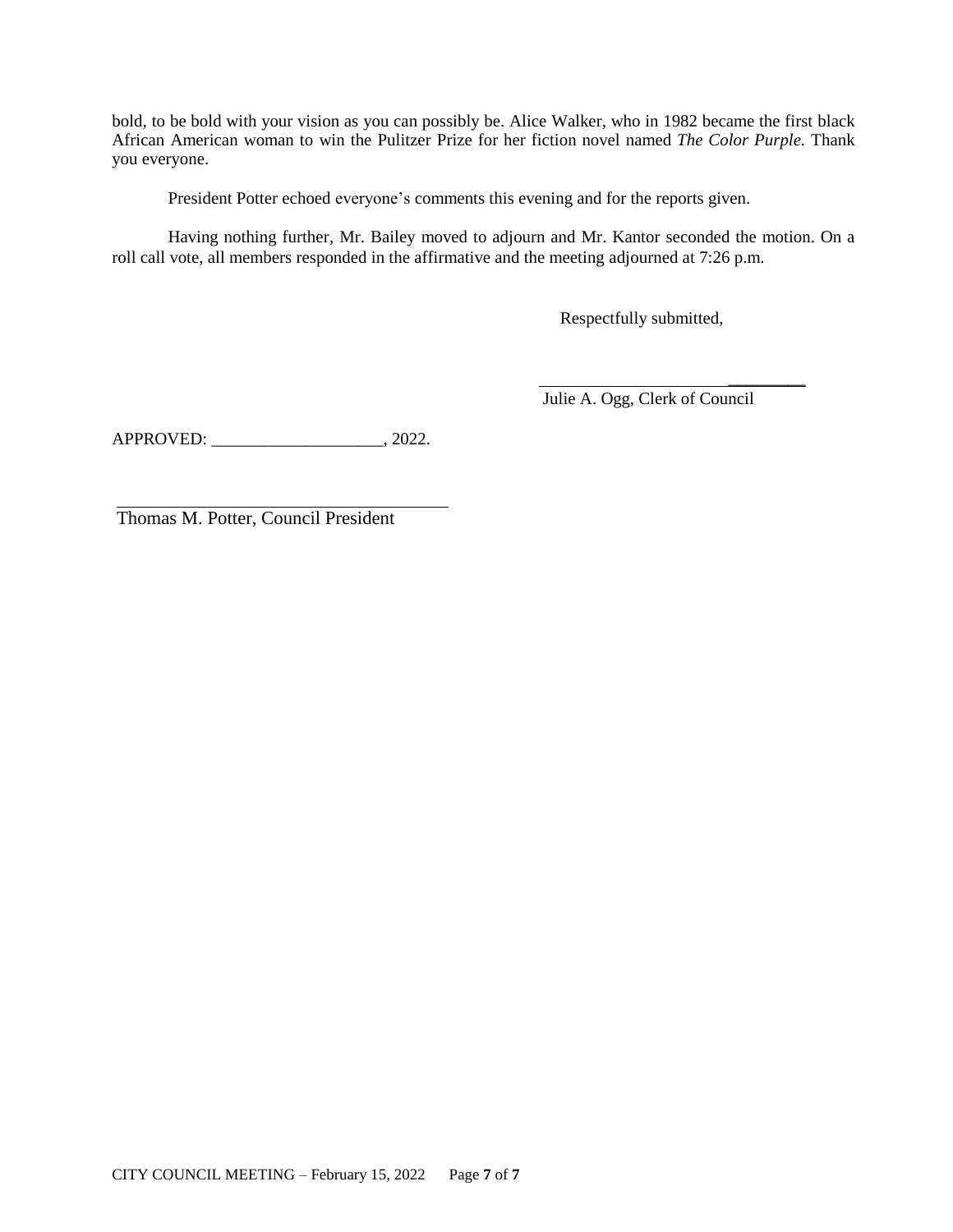bold, to be bold with your vision as you can possibly be. Alice Walker, who in 1982 became the first black African American woman to win the Pulitzer Prize for her fiction novel named *The Color Purple.* Thank you everyone.

President Potter echoed everyone's comments this evening and for the reports given.

Having nothing further, Mr. Bailey moved to adjourn and Mr. Kantor seconded the motion. On a roll call vote, all members responded in the affirmative and the meeting adjourned at 7:26 p.m.

Respectfully submitted,

\_\_\_\_\_\_\_\_\_\_\_\_\_\_\_\_\_\_\_\_\_\_\_\_\_\_\_\_\_\_

Julie A. Ogg, Clerk of Council

APPROVED: \_\_\_\_\_\_\_\_\_\_\_\_\_\_\_\_\_\_\_\_, 2022.

\_\_\_\_\_\_\_\_\_\_\_\_\_\_\_\_\_\_\_\_\_\_\_\_\_\_\_\_\_\_\_\_\_\_\_\_\_\_

Thomas M. Potter, Council President